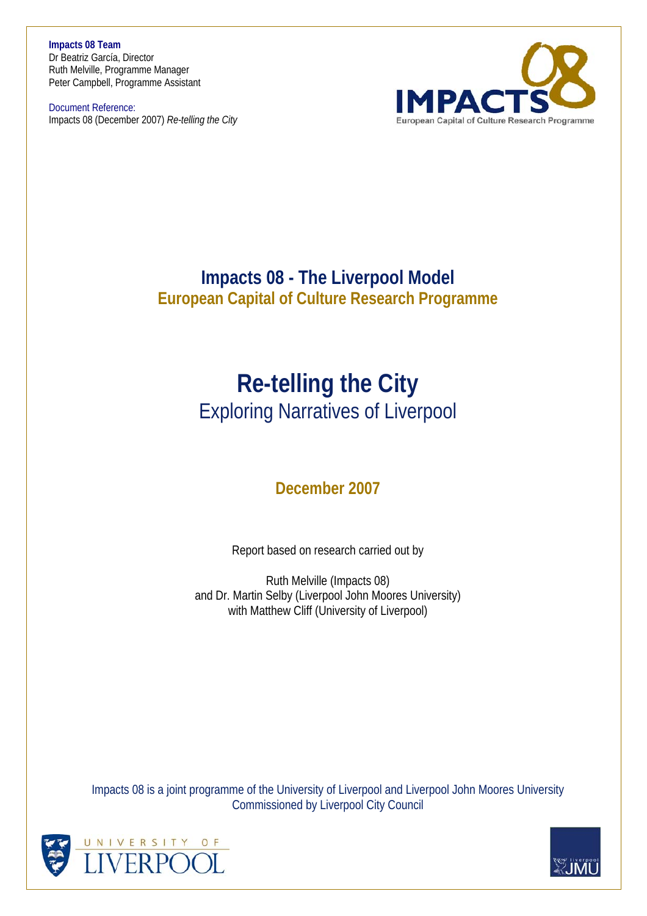**Impacts 08 Team**
Dr Beatriz García, Director
Ruth Melville, Programme Manager
Peter Campbell, Programme Assistant

Document Reference:
Impacts 08 (December 2007) *Re-telling the City*

IMPACTS 08
European Capital of Culture Research Programme

# Impacts 08 - The Liverpool Model

## European Capital of Culture Research Programme

# Re-telling the City

## Exploring Narratives of Liverpool

### December 2007

Report based on research carried out by

Ruth Melville (Impacts 08)
and Dr. Martin Selby (Liverpool John Moores University)
with Matthew Cliff (University of Liverpool)

Impacts 08 is a joint programme of the University of Liverpool and Liverpool John Moores University
Commissioned by Liverpool City Council

UNIVERSITY OF LIVERPOOL

Liverpool JMU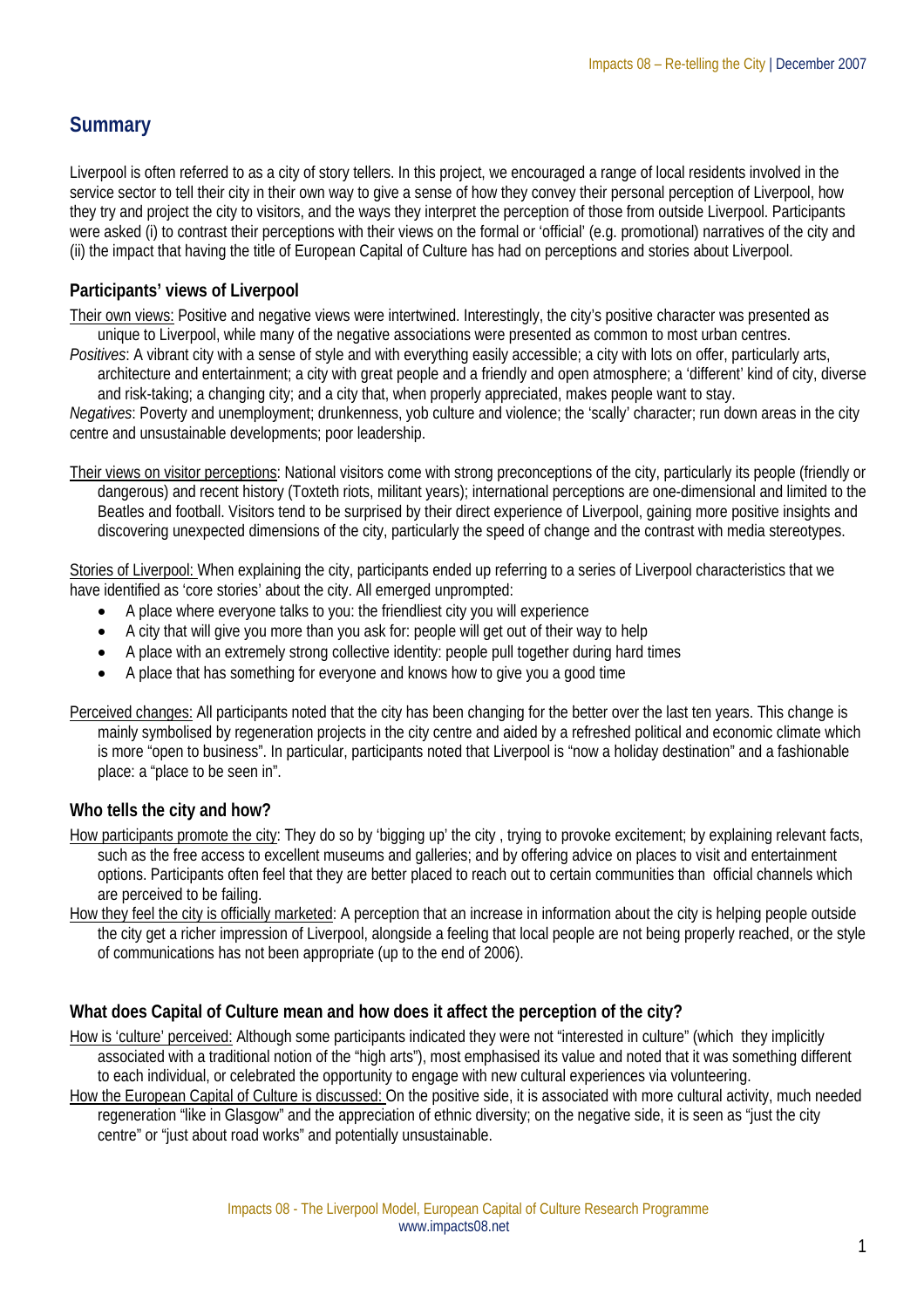## Summary

Liverpool is often referred to as a city of story tellers. In this project, we encouraged a range of local residents involved in the service sector to tell their city in their own way to give a sense of how they convey their personal perception of Liverpool, how they try and project the city to visitors, and the ways they interpret the perception of those from outside Liverpool. Participants were asked (i) to contrast their perceptions with their views on the formal or 'official' (e.g. promotional) narratives of the city and (ii) the impact that having the title of European Capital of Culture has had on perceptions and stories about Liverpool.

### Participants' views of Liverpool

<u>Their own views:</u> Positive and negative views were intertwined. Interestingly, the city's positive character was presented as unique to Liverpool, while many of the negative associations were presented as common to most urban centres.

*Positives*: A vibrant city with a sense of style and with everything easily accessible; a city with lots on offer, particularly arts, architecture and entertainment; a city with great people and a friendly and open atmosphere; a 'different' kind of city, diverse and risk-taking; a changing city; and a city that, when properly appreciated, makes people want to stay.

*Negatives*: Poverty and unemployment; drunkenness, yob culture and violence; the 'scally' character; run down areas in the city centre and unsustainable developments; poor leadership.

<u>Their views on visitor perceptions</u>: National visitors come with strong preconceptions of the city, particularly its people (friendly or dangerous) and recent history (Toxteth riots, militant years); international perceptions are one-dimensional and limited to the Beatles and football. Visitors tend to be surprised by their direct experience of Liverpool, gaining more positive insights and discovering unexpected dimensions of the city, particularly the speed of change and the contrast with media stereotypes.

<u>Stories of Liverpool:</u> When explaining the city, participants ended up referring to a series of Liverpool characteristics that we have identified as 'core stories' about the city. All emerged unprompted:

- A place where everyone talks to you: the friendliest city you will experience
- A city that will give you more than you ask for: people will get out of their way to help
- A place with an extremely strong collective identity: people pull together during hard times
- A place that has something for everyone and knows how to give you a good time

<u>Perceived changes:</u> All participants noted that the city has been changing for the better over the last ten years. This change is mainly symbolised by regeneration projects in the city centre and aided by a refreshed political and economic climate which is more "open to business". In particular, participants noted that Liverpool is "now a holiday destination" and a fashionable place: a "place to be seen in".

### Who tells the city and how?

<u>How participants promote the city</u>: They do so by 'bigging up' the city , trying to provoke excitement; by explaining relevant facts, such as the free access to excellent museums and galleries; and by offering advice on places to visit and entertainment options. Participants often feel that they are better placed to reach out to certain communities than official channels which are perceived to be failing.

<u>How they feel the city is officially marketed</u>: A perception that an increase in information about the city is helping people outside the city get a richer impression of Liverpool, alongside a feeling that local people are not being properly reached, or the style of communications has not been appropriate (up to the end of 2006).

### What does Capital of Culture mean and how does it affect the perception of the city?

<u>How is 'culture' perceived:</u> Although some participants indicated they were not "interested in culture" (which they implicitly associated with a traditional notion of the "high arts"), most emphasised its value and noted that it was something different to each individual, or celebrated the opportunity to engage with new cultural experiences via volunteering.

<u>How the European Capital of Culture is discussed:</u> On the positive side, it is associated with more cultural activity, much needed regeneration "like in Glasgow" and the appreciation of ethnic diversity; on the negative side, it is seen as "just the city centre" or "just about road works" and potentially unsustainable.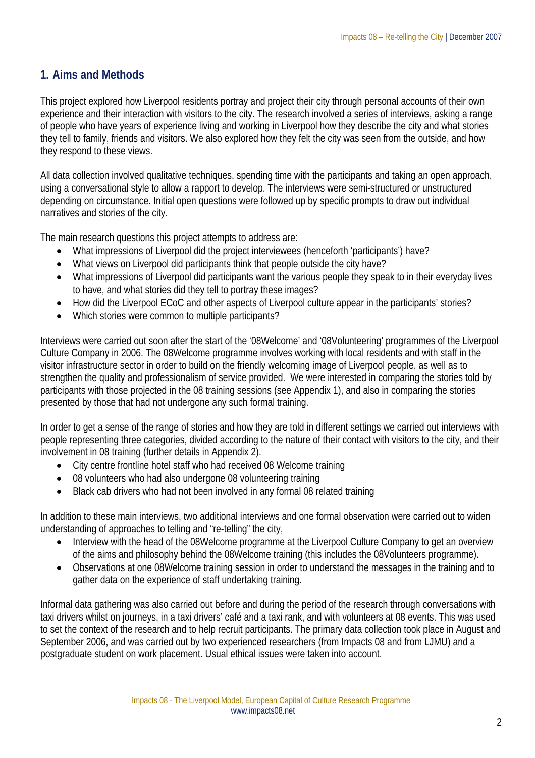## 1. Aims and Methods

This project explored how Liverpool residents portray and project their city through personal accounts of their own experience and their interaction with visitors to the city. The research involved a series of interviews, asking a range of people who have years of experience living and working in Liverpool how they describe the city and what stories they tell to family, friends and visitors. We also explored how they felt the city was seen from the outside, and how they respond to these views.

All data collection involved qualitative techniques, spending time with the participants and taking an open approach, using a conversational style to allow a rapport to develop. The interviews were semi-structured or unstructured depending on circumstance. Initial open questions were followed up by specific prompts to draw out individual narratives and stories of the city.

The main research questions this project attempts to address are:

- What impressions of Liverpool did the project interviewees (henceforth 'participants') have?
- What views on Liverpool did participants think that people outside the city have?
- What impressions of Liverpool did participants want the various people they speak to in their everyday lives to have, and what stories did they tell to portray these images?
- How did the Liverpool ECoC and other aspects of Liverpool culture appear in the participants' stories?
- Which stories were common to multiple participants?

Interviews were carried out soon after the start of the '08Welcome' and '08Volunteering' programmes of the Liverpool Culture Company in 2006. The 08Welcome programme involves working with local residents and with staff in the visitor infrastructure sector in order to build on the friendly welcoming image of Liverpool people, as well as to strengthen the quality and professionalism of service provided. We were interested in comparing the stories told by participants with those projected in the 08 training sessions (see Appendix 1), and also in comparing the stories presented by those that had not undergone any such formal training.

In order to get a sense of the range of stories and how they are told in different settings we carried out interviews with people representing three categories, divided according to the nature of their contact with visitors to the city, and their involvement in 08 training (further details in Appendix 2).

- City centre frontline hotel staff who had received 08 Welcome training
- 08 volunteers who had also undergone 08 volunteering training
- Black cab drivers who had not been involved in any formal 08 related training

In addition to these main interviews, two additional interviews and one formal observation were carried out to widen understanding of approaches to telling and "re-telling" the city,

- Interview with the head of the 08Welcome programme at the Liverpool Culture Company to get an overview of the aims and philosophy behind the 08Welcome training (this includes the 08Volunteers programme).
- Observations at one 08Welcome training session in order to understand the messages in the training and to gather data on the experience of staff undertaking training.

Informal data gathering was also carried out before and during the period of the research through conversations with taxi drivers whilst on journeys, in a taxi drivers' café and a taxi rank, and with volunteers at 08 events. This was used to set the context of the research and to help recruit participants. The primary data collection took place in August and September 2006, and was carried out by two experienced researchers (from Impacts 08 and from LJMU) and a postgraduate student on work placement. Usual ethical issues were taken into account.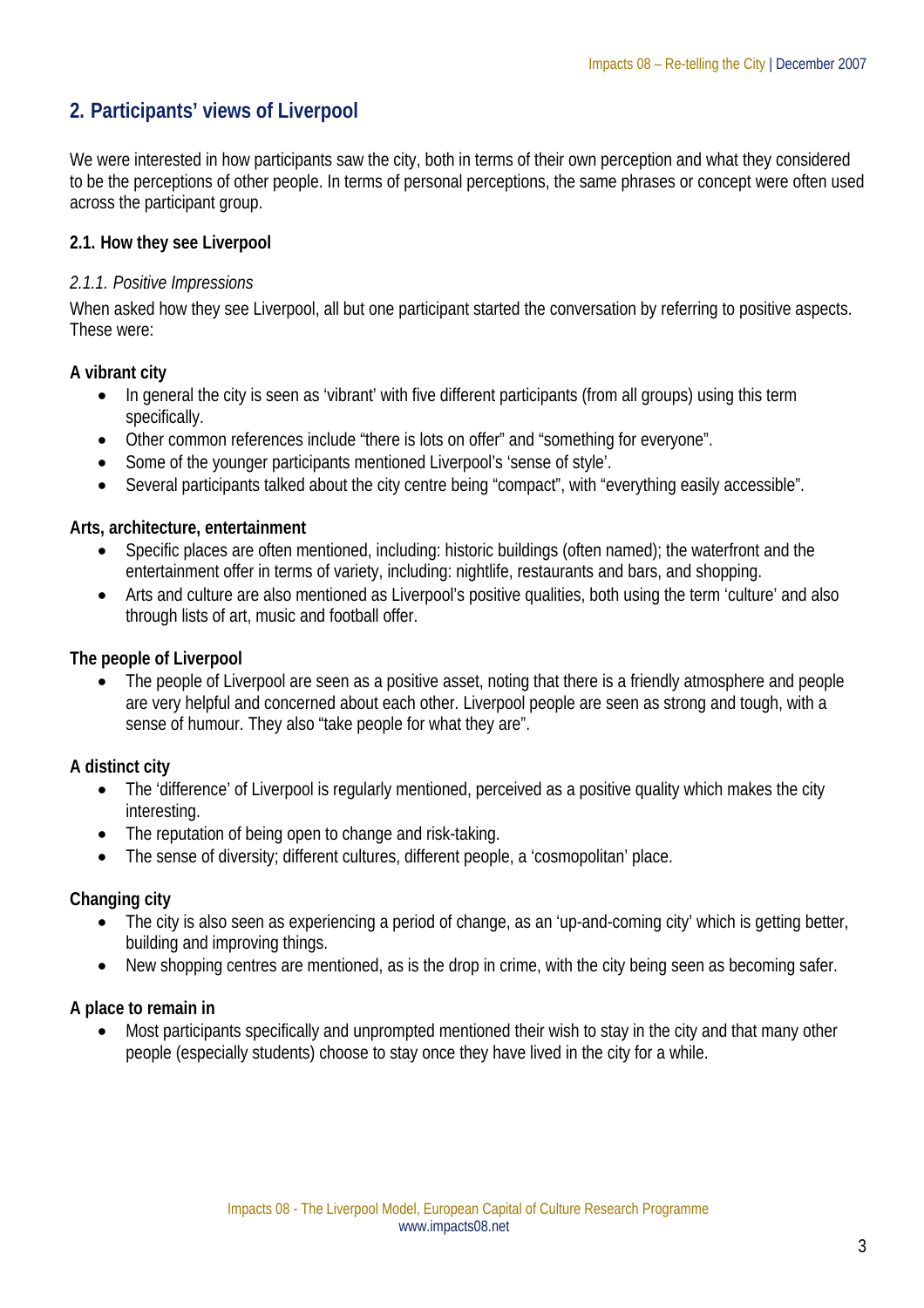## 2. Participants' views of Liverpool

We were interested in how participants saw the city, both in terms of their own perception and what they considered to be the perceptions of other people. In terms of personal perceptions, the same phrases or concept were often used across the participant group.

### 2.1. How they see Liverpool

#### *2.1.1. Positive Impressions*

When asked how they see Liverpool, all but one participant started the conversation by referring to positive aspects. These were:

**A vibrant city**

- In general the city is seen as 'vibrant' with five different participants (from all groups) using this term specifically.
- Other common references include "there is lots on offer" and "something for everyone".
- Some of the younger participants mentioned Liverpool's 'sense of style'.
- Several participants talked about the city centre being "compact", with "everything easily accessible".

**Arts, architecture, entertainment**

- Specific places are often mentioned, including: historic buildings (often named); the waterfront and the entertainment offer in terms of variety, including: nightlife, restaurants and bars, and shopping.
- Arts and culture are also mentioned as Liverpool's positive qualities, both using the term 'culture' and also through lists of art, music and football offer.

**The people of Liverpool**

- The people of Liverpool are seen as a positive asset, noting that there is a friendly atmosphere and people are very helpful and concerned about each other. Liverpool people are seen as strong and tough, with a sense of humour. They also "take people for what they are".

**A distinct city**

- The 'difference' of Liverpool is regularly mentioned, perceived as a positive quality which makes the city interesting.
- The reputation of being open to change and risk-taking.
- The sense of diversity; different cultures, different people, a 'cosmopolitan' place.

**Changing city**

- The city is also seen as experiencing a period of change, as an 'up-and-coming city' which is getting better, building and improving things.
- New shopping centres are mentioned, as is the drop in crime, with the city being seen as becoming safer.

**A place to remain in**

- Most participants specifically and unprompted mentioned their wish to stay in the city and that many other people (especially students) choose to stay once they have lived in the city for a while.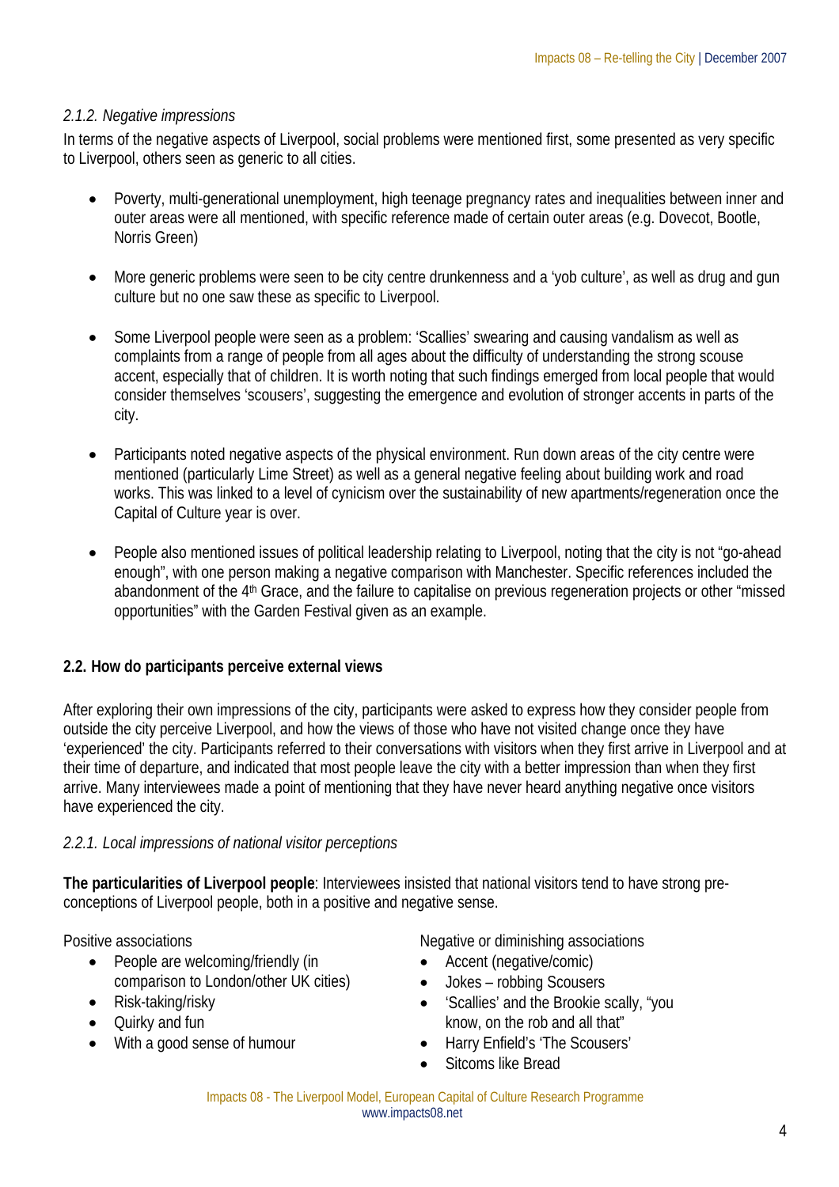### *2.1.2. Negative impressions*

In terms of the negative aspects of Liverpool, social problems were mentioned first, some presented as very specific to Liverpool, others seen as generic to all cities.

- Poverty, multi-generational unemployment, high teenage pregnancy rates and inequalities between inner and outer areas were all mentioned, with specific reference made of certain outer areas (e.g. Dovecot, Bootle, Norris Green)

- More generic problems were seen to be city centre drunkenness and a 'yob culture', as well as drug and gun culture but no one saw these as specific to Liverpool.

- Some Liverpool people were seen as a problem: 'Scallies' swearing and causing vandalism as well as complaints from a range of people from all ages about the difficulty of understanding the strong scouse accent, especially that of children. It is worth noting that such findings emerged from local people that would consider themselves 'scousers', suggesting the emergence and evolution of stronger accents in parts of the city.

- Participants noted negative aspects of the physical environment. Run down areas of the city centre were mentioned (particularly Lime Street) as well as a general negative feeling about building work and road works. This was linked to a level of cynicism over the sustainability of new apartments/regeneration once the Capital of Culture year is over.

- People also mentioned issues of political leadership relating to Liverpool, noting that the city is not "go-ahead enough", with one person making a negative comparison with Manchester. Specific references included the abandonment of the 4th Grace, and the failure to capitalise on previous regeneration projects or other "missed opportunities" with the Garden Festival given as an example.

## 2.2. How do participants perceive external views

After exploring their own impressions of the city, participants were asked to express how they consider people from outside the city perceive Liverpool, and how the views of those who have not visited change once they have 'experienced' the city. Participants referred to their conversations with visitors when they first arrive in Liverpool and at their time of departure, and indicated that most people leave the city with a better impression than when they first arrive. Many interviewees made a point of mentioning that they have never heard anything negative once visitors have experienced the city.

### *2.2.1. Local impressions of national visitor perceptions*

**The particularities of Liverpool people**: Interviewees insisted that national visitors tend to have strong pre-conceptions of Liverpool people, both in a positive and negative sense.

Positive associations

- People are welcoming/friendly (in comparison to London/other UK cities)
- Risk-taking/risky
- Quirky and fun
- With a good sense of humour

Negative or diminishing associations

- Accent (negative/comic)
- Jokes – robbing Scousers
- 'Scallies' and the Brookie scally, "you know, on the rob and all that"
- Harry Enfield's 'The Scousers'
- Sitcoms like Bread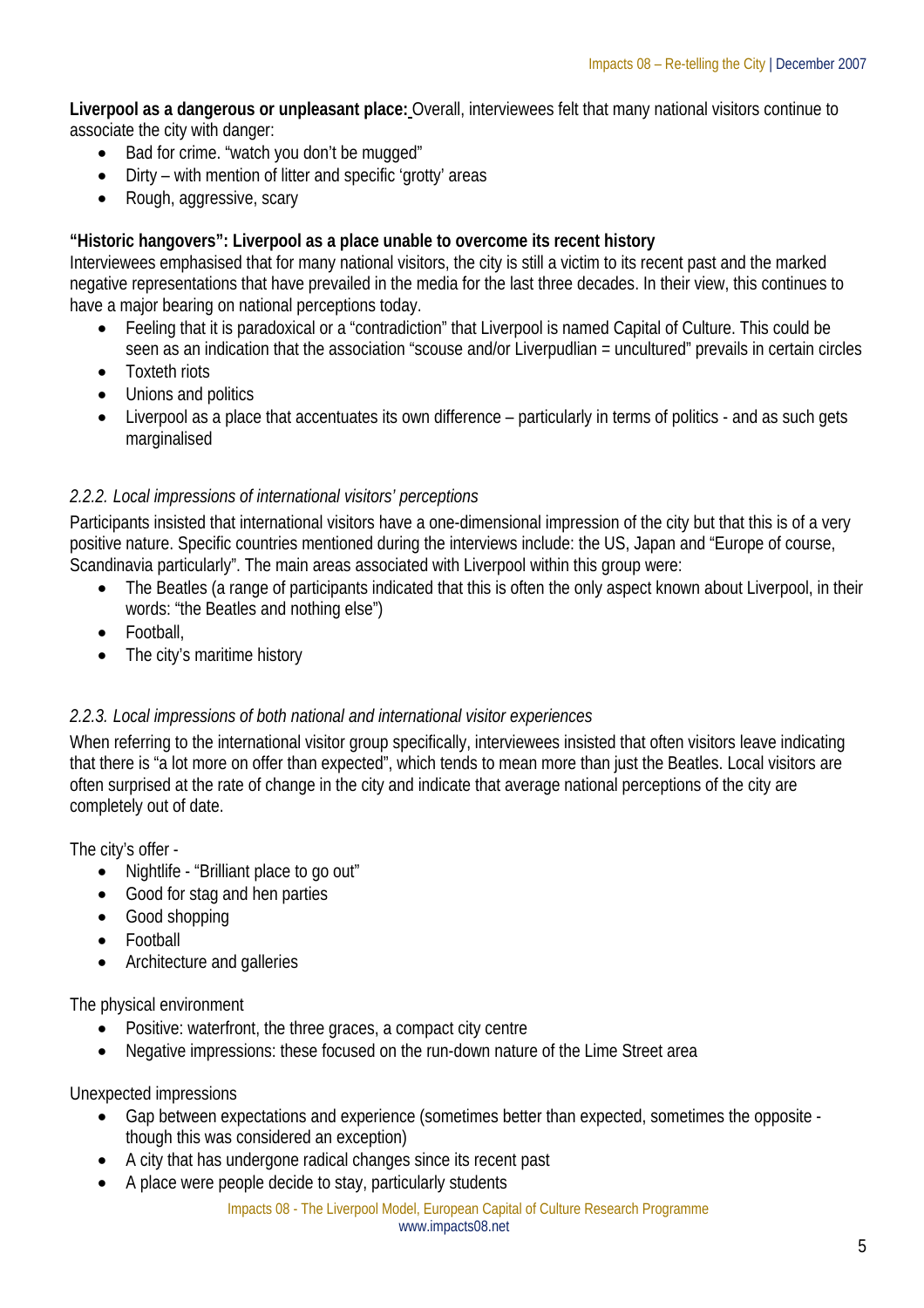**Liverpool as a dangerous or unpleasant place:** Overall, interviewees felt that many national visitors continue to associate the city with danger:

- Bad for crime. "watch you don't be mugged"
- Dirty – with mention of litter and specific 'grotty' areas
- Rough, aggressive, scary

**"Historic hangovers": Liverpool as a place unable to overcome its recent history**

Interviewees emphasised that for many national visitors, the city is still a victim to its recent past and the marked negative representations that have prevailed in the media for the last three decades. In their view, this continues to have a major bearing on national perceptions today.

- Feeling that it is paradoxical or a "contradiction" that Liverpool is named Capital of Culture. This could be seen as an indication that the association "scouse and/or Liverpudlian = uncultured" prevails in certain circles
- Toxteth riots
- Unions and politics
- Liverpool as a place that accentuates its own difference – particularly in terms of politics - and as such gets marginalised

### *2.2.2. Local impressions of international visitors' perceptions*

Participants insisted that international visitors have a one-dimensional impression of the city but that this is of a very positive nature. Specific countries mentioned during the interviews include: the US, Japan and "Europe of course, Scandinavia particularly". The main areas associated with Liverpool within this group were:

- The Beatles (a range of participants indicated that this is often the only aspect known about Liverpool, in their words: "the Beatles and nothing else")
- Football,
- The city's maritime history

### *2.2.3. Local impressions of both national and international visitor experiences*

When referring to the international visitor group specifically, interviewees insisted that often visitors leave indicating that there is "a lot more on offer than expected", which tends to mean more than just the Beatles. Local visitors are often surprised at the rate of change in the city and indicate that average national perceptions of the city are completely out of date.

The city's offer -

- Nightlife - "Brilliant place to go out"
- Good for stag and hen parties
- Good shopping
- Football
- Architecture and galleries

The physical environment

- Positive: waterfront, the three graces, a compact city centre
- Negative impressions: these focused on the run-down nature of the Lime Street area

Unexpected impressions

- Gap between expectations and experience (sometimes better than expected, sometimes the opposite - though this was considered an exception)
- A city that has undergone radical changes since its recent past
- A place were people decide to stay, particularly students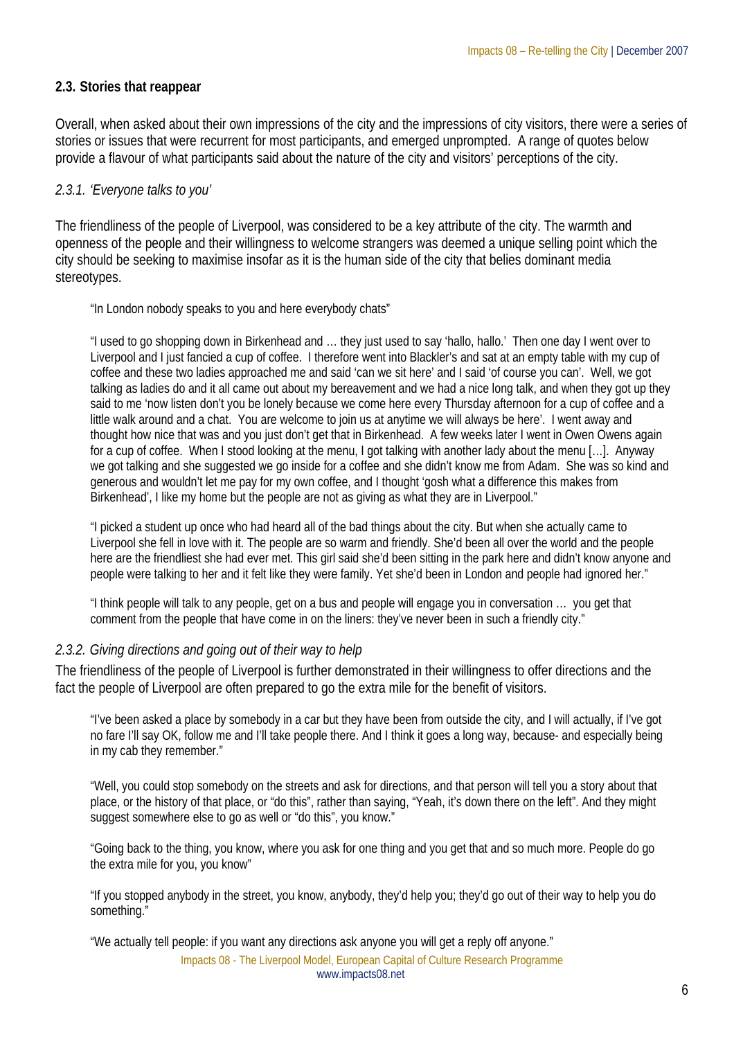### 2.3. Stories that reappear

Overall, when asked about their own impressions of the city and the impressions of city visitors, there were a series of stories or issues that were recurrent for most participants, and emerged unprompted. A range of quotes below provide a flavour of what participants said about the nature of the city and visitors' perceptions of the city.

#### *2.3.1. 'Everyone talks to you'*

The friendliness of the people of Liverpool, was considered to be a key attribute of the city. The warmth and openness of the people and their willingness to welcome strangers was deemed a unique selling point which the city should be seeking to maximise insofar as it is the human side of the city that belies dominant media stereotypes.

> "In London nobody speaks to you and here everybody chats"

> "I used to go shopping down in Birkenhead and … they just used to say 'hallo, hallo.' Then one day I went over to Liverpool and I just fancied a cup of coffee. I therefore went into Blackler's and sat at an empty table with my cup of coffee and these two ladies approached me and said 'can we sit here' and I said 'of course you can'. Well, we got talking as ladies do and it all came out about my bereavement and we had a nice long talk, and when they got up they said to me 'now listen don't you be lonely because we come here every Thursday afternoon for a cup of coffee and a little walk around and a chat. You are welcome to join us at anytime we will always be here'. I went away and thought how nice that was and you just don't get that in Birkenhead. A few weeks later I went in Owen Owens again for a cup of coffee. When I stood looking at the menu, I got talking with another lady about the menu […]. Anyway we got talking and she suggested we go inside for a coffee and she didn't know me from Adam. She was so kind and generous and wouldn't let me pay for my own coffee, and I thought 'gosh what a difference this makes from Birkenhead', I like my home but the people are not as giving as what they are in Liverpool."

> "I picked a student up once who had heard all of the bad things about the city. But when she actually came to Liverpool she fell in love with it. The people are so warm and friendly. She'd been all over the world and the people here are the friendliest she had ever met. This girl said she'd been sitting in the park here and didn't know anyone and people were talking to her and it felt like they were family. Yet she'd been in London and people had ignored her."

> "I think people will talk to any people, get on a bus and people will engage you in conversation … you get that comment from the people that have come in on the liners: they've never been in such a friendly city."

#### *2.3.2. Giving directions and going out of their way to help*

The friendliness of the people of Liverpool is further demonstrated in their willingness to offer directions and the fact the people of Liverpool are often prepared to go the extra mile for the benefit of visitors.

> "I've been asked a place by somebody in a car but they have been from outside the city, and I will actually, if I've got no fare I'll say OK, follow me and I'll take people there. And I think it goes a long way, because- and especially being in my cab they remember."

> "Well, you could stop somebody on the streets and ask for directions, and that person will tell you a story about that place, or the history of that place, or "do this", rather than saying, "Yeah, it's down there on the left". And they might suggest somewhere else to go as well or "do this", you know."

> "Going back to the thing, you know, where you ask for one thing and you get that and so much more. People do go the extra mile for you, you know"

> "If you stopped anybody in the street, you know, anybody, they'd help you; they'd go out of their way to help you do something."

> "We actually tell people: if you want any directions ask anyone you will get a reply off anyone."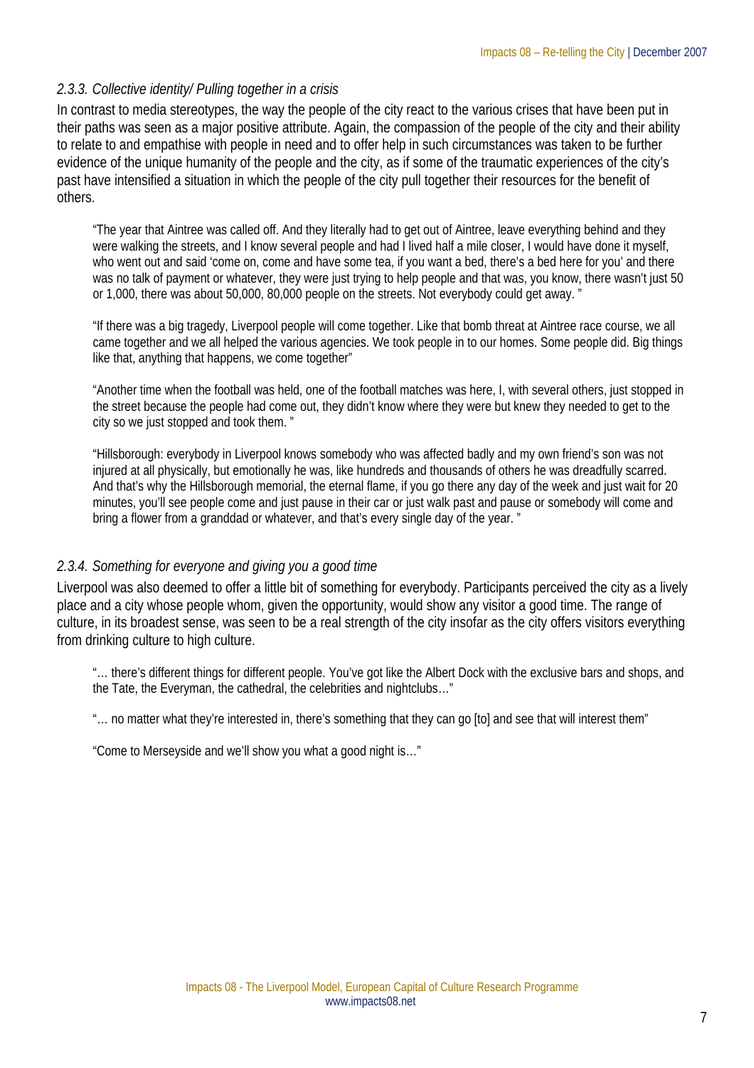*2.3.3. Collective identity/ Pulling together in a crisis*

In contrast to media stereotypes, the way the people of the city react to the various crises that have been put in their paths was seen as a major positive attribute. Again, the compassion of the people of the city and their ability to relate to and empathise with people in need and to offer help in such circumstances was taken to be further evidence of the unique humanity of the people and the city, as if some of the traumatic experiences of the city's past have intensified a situation in which the people of the city pull together their resources for the benefit of others.

> "The year that Aintree was called off. And they literally had to get out of Aintree, leave everything behind and they were walking the streets, and I know several people and had I lived half a mile closer, I would have done it myself, who went out and said 'come on, come and have some tea, if you want a bed, there's a bed here for you' and there was no talk of payment or whatever, they were just trying to help people and that was, you know, there wasn't just 50 or 1,000, there was about 50,000, 80,000 people on the streets. Not everybody could get away. "

> "If there was a big tragedy, Liverpool people will come together. Like that bomb threat at Aintree race course, we all came together and we all helped the various agencies. We took people in to our homes. Some people did. Big things like that, anything that happens, we come together"

> "Another time when the football was held, one of the football matches was here, I, with several others, just stopped in the street because the people had come out, they didn't know where they were but knew they needed to get to the city so we just stopped and took them. "

> "Hillsborough: everybody in Liverpool knows somebody who was affected badly and my own friend's son was not injured at all physically, but emotionally he was, like hundreds and thousands of others he was dreadfully scarred. And that's why the Hillsborough memorial, the eternal flame, if you go there any day of the week and just wait for 20 minutes, you'll see people come and just pause in their car or just walk past and pause or somebody will come and bring a flower from a granddad or whatever, and that's every single day of the year. "

*2.3.4. Something for everyone and giving you a good time*

Liverpool was also deemed to offer a little bit of something for everybody. Participants perceived the city as a lively place and a city whose people whom, given the opportunity, would show any visitor a good time. The range of culture, in its broadest sense, was seen to be a real strength of the city insofar as the city offers visitors everything from drinking culture to high culture.

> "… there's different things for different people. You've got like the Albert Dock with the exclusive bars and shops, and the Tate, the Everyman, the cathedral, the celebrities and nightclubs…"

> "… no matter what they're interested in, there's something that they can go [to] and see that will interest them"

> "Come to Merseyside and we'll show you what a good night is…"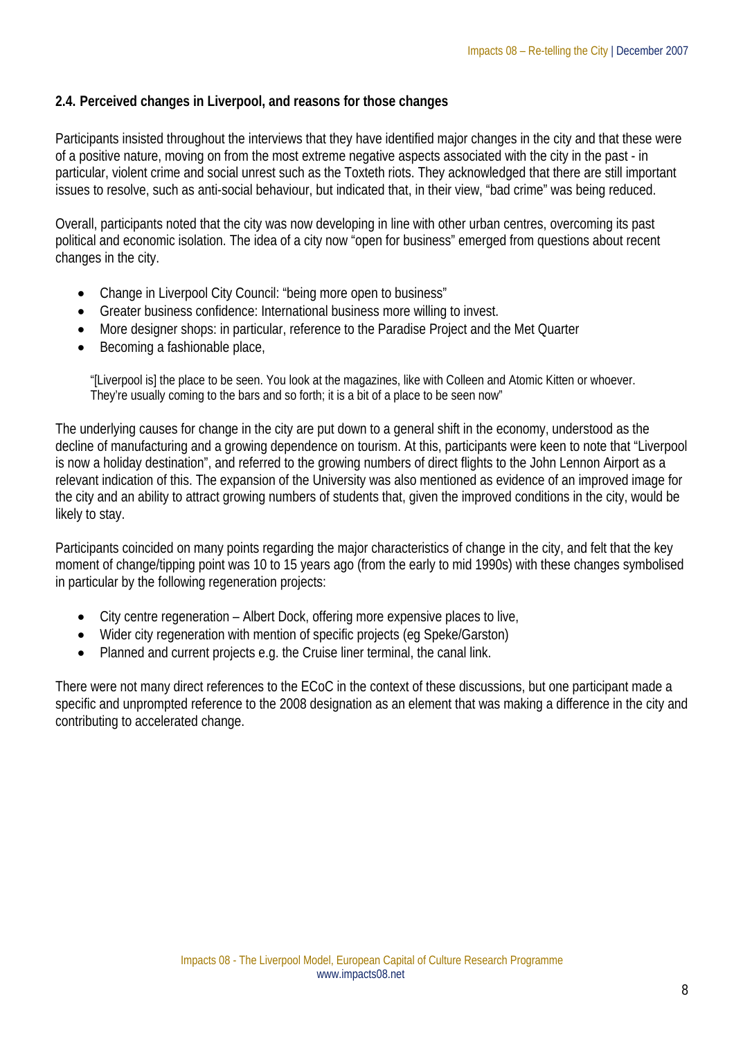### 2.4. Perceived changes in Liverpool, and reasons for those changes

Participants insisted throughout the interviews that they have identified major changes in the city and that these were of a positive nature, moving on from the most extreme negative aspects associated with the city in the past - in particular, violent crime and social unrest such as the Toxteth riots. They acknowledged that there are still important issues to resolve, such as anti-social behaviour, but indicated that, in their view, "bad crime" was being reduced.

Overall, participants noted that the city was now developing in line with other urban centres, overcoming its past political and economic isolation. The idea of a city now "open for business" emerged from questions about recent changes in the city.

- Change in Liverpool City Council: "being more open to business"
- Greater business confidence: International business more willing to invest.
- More designer shops: in particular, reference to the Paradise Project and the Met Quarter
- Becoming a fashionable place,

> "[Liverpool is] the place to be seen. You look at the magazines, like with Colleen and Atomic Kitten or whoever. They're usually coming to the bars and so forth; it is a bit of a place to be seen now"

The underlying causes for change in the city are put down to a general shift in the economy, understood as the decline of manufacturing and a growing dependence on tourism. At this, participants were keen to note that "Liverpool is now a holiday destination", and referred to the growing numbers of direct flights to the John Lennon Airport as a relevant indication of this. The expansion of the University was also mentioned as evidence of an improved image for the city and an ability to attract growing numbers of students that, given the improved conditions in the city, would be likely to stay.

Participants coincided on many points regarding the major characteristics of change in the city, and felt that the key moment of change/tipping point was 10 to 15 years ago (from the early to mid 1990s) with these changes symbolised in particular by the following regeneration projects:

- City centre regeneration – Albert Dock, offering more expensive places to live,
- Wider city regeneration with mention of specific projects (eg Speke/Garston)
- Planned and current projects e.g. the Cruise liner terminal, the canal link.

There were not many direct references to the ECoC in the context of these discussions, but one participant made a specific and unprompted reference to the 2008 designation as an element that was making a difference in the city and contributing to accelerated change.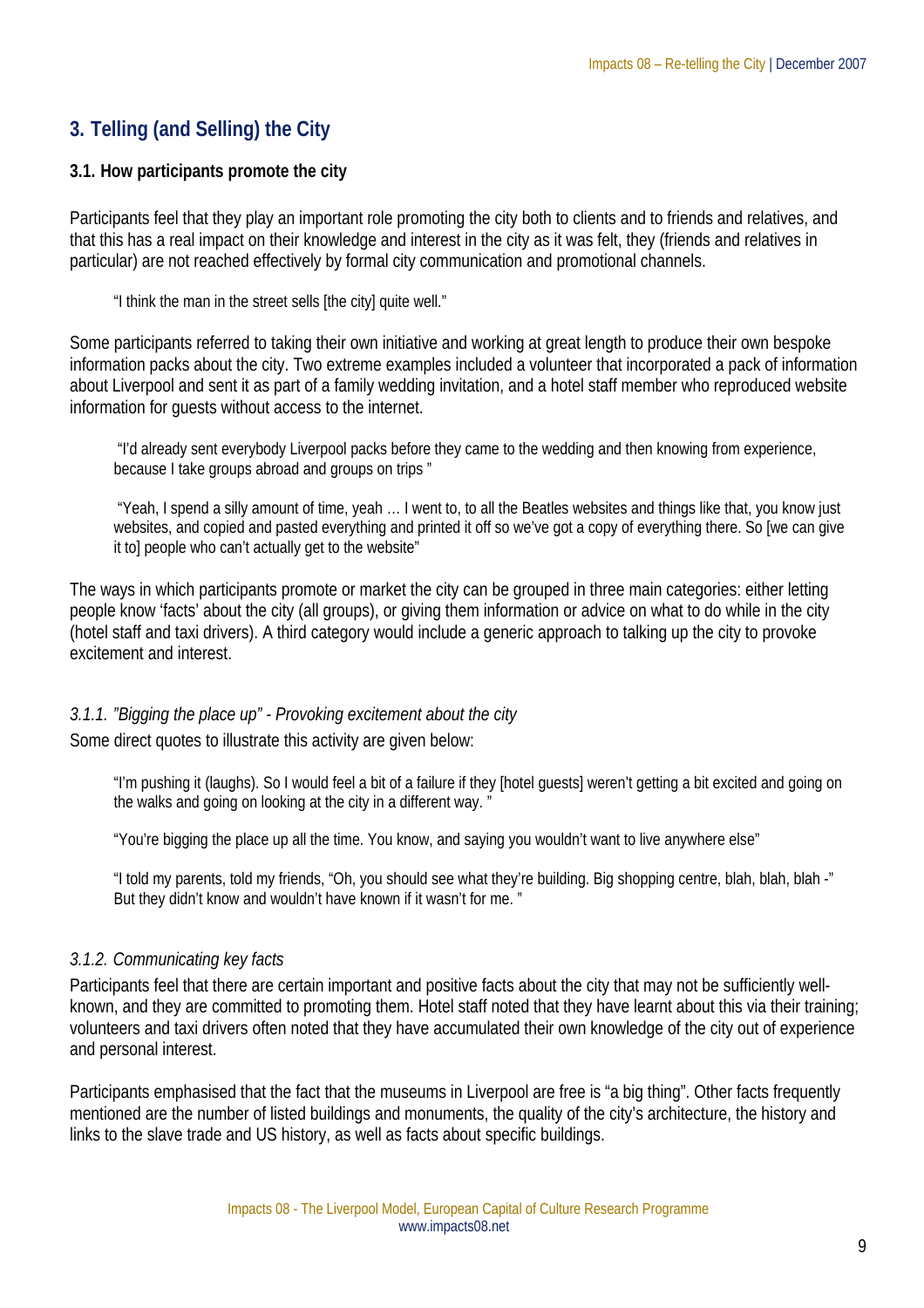## 3. Telling (and Selling) the City

### 3.1. How participants promote the city

Participants feel that they play an important role promoting the city both to clients and to friends and relatives, and that this has a real impact on their knowledge and interest in the city as it was felt, they (friends and relatives in particular) are not reached effectively by formal city communication and promotional channels.

> "I think the man in the street sells [the city] quite well."

Some participants referred to taking their own initiative and working at great length to produce their own bespoke information packs about the city. Two extreme examples included a volunteer that incorporated a pack of information about Liverpool and sent it as part of a family wedding invitation, and a hotel staff member who reproduced website information for guests without access to the internet.

> "I'd already sent everybody Liverpool packs before they came to the wedding and then knowing from experience, because I take groups abroad and groups on trips "

> "Yeah, I spend a silly amount of time, yeah … I went to, to all the Beatles websites and things like that, you know just websites, and copied and pasted everything and printed it off so we've got a copy of everything there. So [we can give it to] people who can't actually get to the website"

The ways in which participants promote or market the city can be grouped in three main categories: either letting people know 'facts' about the city (all groups), or giving them information or advice on what to do while in the city (hotel staff and taxi drivers). A third category would include a generic approach to talking up the city to provoke excitement and interest.

#### *3.1.1. "Bigging the place up" - Provoking excitement about the city*

Some direct quotes to illustrate this activity are given below:

> "I'm pushing it (laughs). So I would feel a bit of a failure if they [hotel guests] weren't getting a bit excited and going on the walks and going on looking at the city in a different way. "

> "You're bigging the place up all the time. You know, and saying you wouldn't want to live anywhere else"

> "I told my parents, told my friends, "Oh, you should see what they're building. Big shopping centre, blah, blah, blah -" But they didn't know and wouldn't have known if it wasn't for me. "

#### *3.1.2. Communicating key facts*

Participants feel that there are certain important and positive facts about the city that may not be sufficiently well-known, and they are committed to promoting them. Hotel staff noted that they have learnt about this via their training; volunteers and taxi drivers often noted that they have accumulated their own knowledge of the city out of experience and personal interest.

Participants emphasised that the fact that the museums in Liverpool are free is "a big thing". Other facts frequently mentioned are the number of listed buildings and monuments, the quality of the city's architecture, the history and links to the slave trade and US history, as well as facts about specific buildings.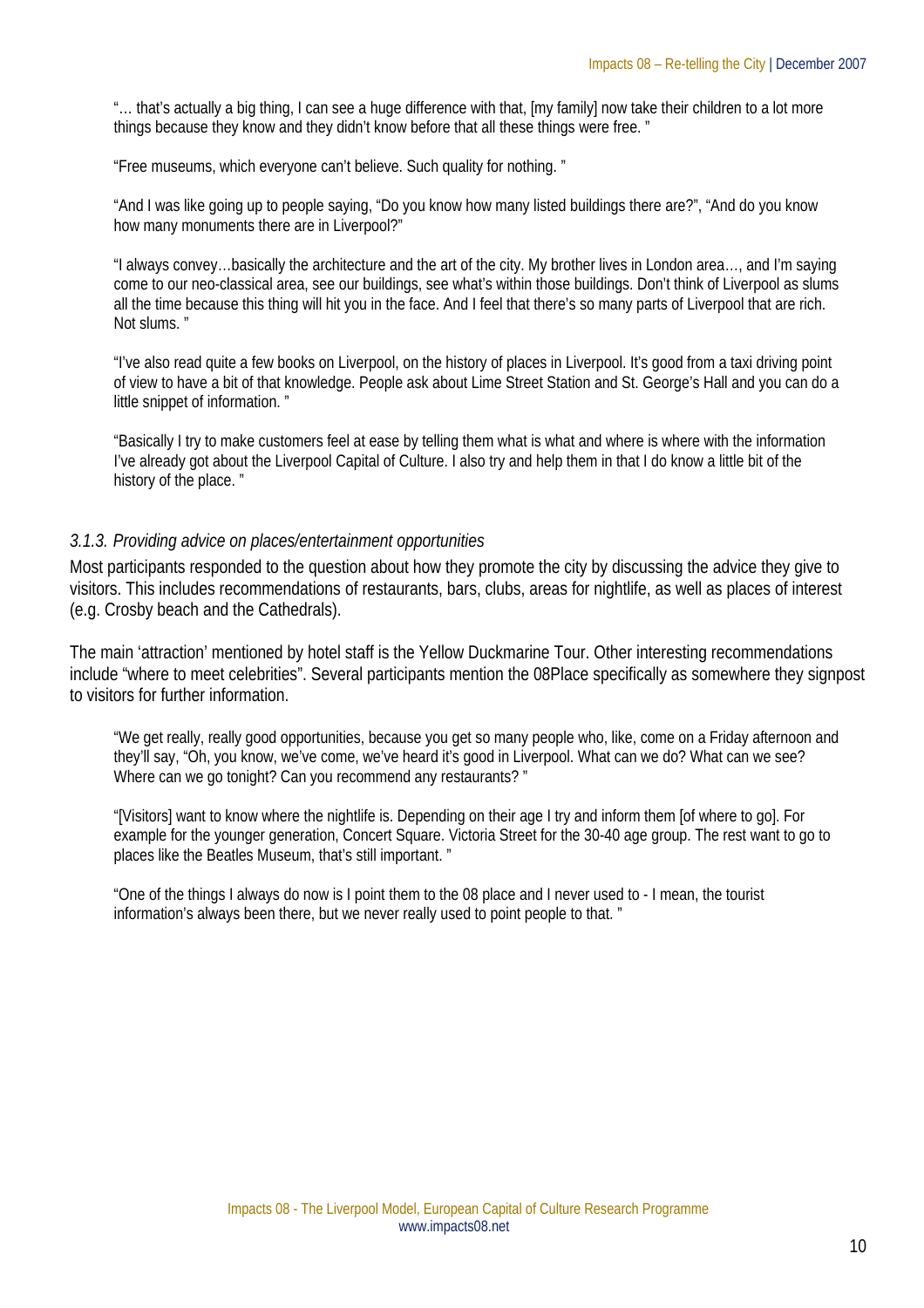> "… that's actually a big thing, I can see a huge difference with that, [my family] now take their children to a lot more things because they know and they didn't know before that all these things were free. "

> "Free museums, which everyone can't believe. Such quality for nothing. "

> "And I was like going up to people saying, "Do you know how many listed buildings there are?", "And do you know how many monuments there are in Liverpool?"

> "I always convey…basically the architecture and the art of the city. My brother lives in London area…, and I'm saying come to our neo-classical area, see our buildings, see what's within those buildings. Don't think of Liverpool as slums all the time because this thing will hit you in the face. And I feel that there's so many parts of Liverpool that are rich. Not slums. "

> "I've also read quite a few books on Liverpool, on the history of places in Liverpool. It's good from a taxi driving point of view to have a bit of that knowledge. People ask about Lime Street Station and St. George's Hall and you can do a little snippet of information. "

> "Basically I try to make customers feel at ease by telling them what is what and where is where with the information I've already got about the Liverpool Capital of Culture. I also try and help them in that I do know a little bit of the history of the place. "

### *3.1.3. Providing advice on places/entertainment opportunities*

Most participants responded to the question about how they promote the city by discussing the advice they give to visitors. This includes recommendations of restaurants, bars, clubs, areas for nightlife, as well as places of interest (e.g. Crosby beach and the Cathedrals).

The main 'attraction' mentioned by hotel staff is the Yellow Duckmarine Tour. Other interesting recommendations include "where to meet celebrities". Several participants mention the 08Place specifically as somewhere they signpost to visitors for further information.

> "We get really, really good opportunities, because you get so many people who, like, come on a Friday afternoon and they'll say, "Oh, you know, we've come, we've heard it's good in Liverpool. What can we do? What can we see? Where can we go tonight? Can you recommend any restaurants? "

> "[Visitors] want to know where the nightlife is. Depending on their age I try and inform them [of where to go]. For example for the younger generation, Concert Square. Victoria Street for the 30-40 age group. The rest want to go to places like the Beatles Museum, that's still important. "

> "One of the things I always do now is I point them to the 08 place and I never used to - I mean, the tourist information's always been there, but we never really used to point people to that. "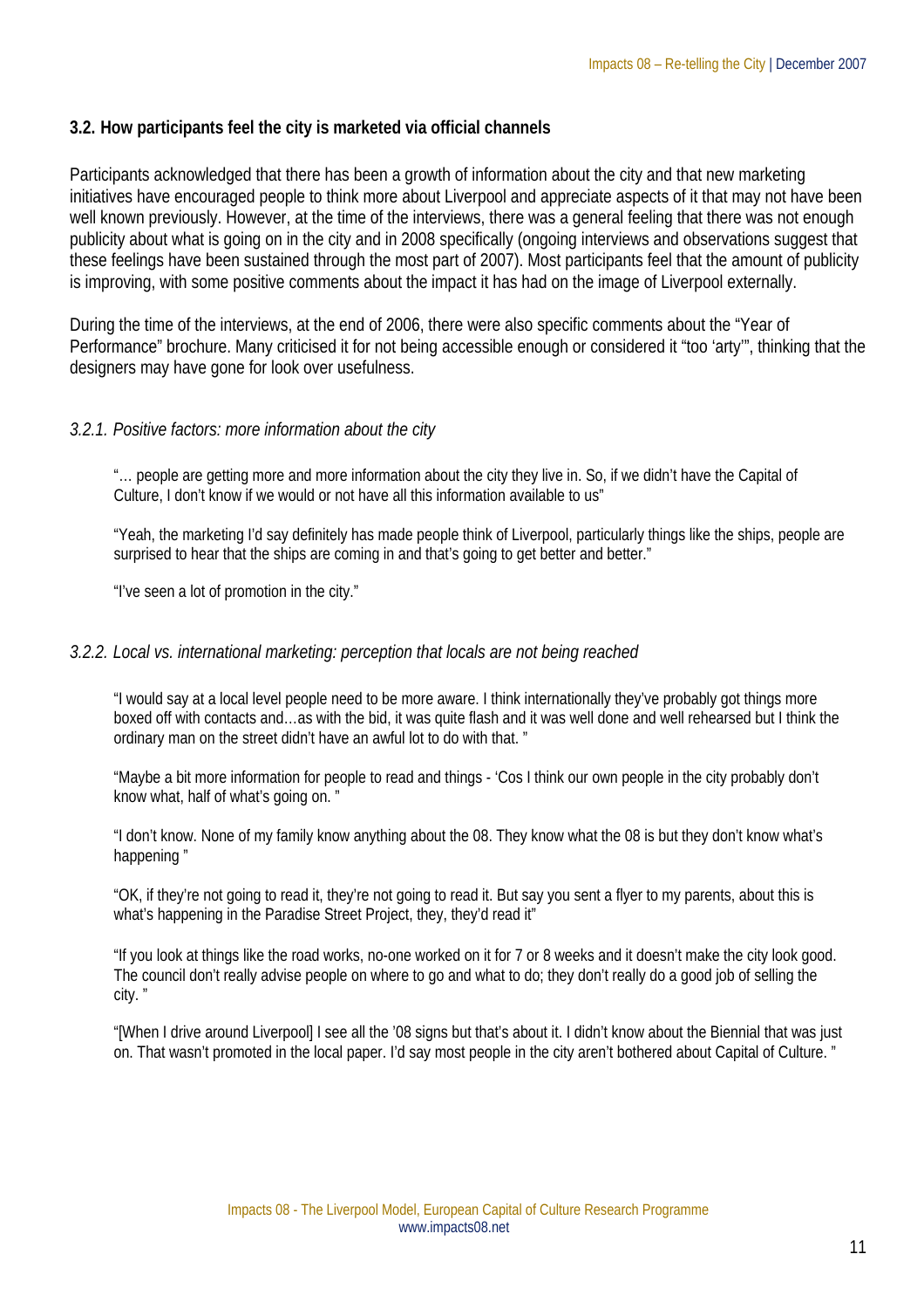### 3.2. How participants feel the city is marketed via official channels

Participants acknowledged that there has been a growth of information about the city and that new marketing initiatives have encouraged people to think more about Liverpool and appreciate aspects of it that may not have been well known previously. However, at the time of the interviews, there was a general feeling that there was not enough publicity about what is going on in the city and in 2008 specifically (ongoing interviews and observations suggest that these feelings have been sustained through the most part of 2007). Most participants feel that the amount of publicity is improving, with some positive comments about the impact it has had on the image of Liverpool externally.

During the time of the interviews, at the end of 2006, there were also specific comments about the "Year of Performance" brochure. Many criticised it for not being accessible enough or considered it "too 'arty'", thinking that the designers may have gone for look over usefulness.

#### *3.2.1. Positive factors: more information about the city*

> "… people are getting more and more information about the city they live in. So, if we didn't have the Capital of Culture, I don't know if we would or not have all this information available to us"
>
> "Yeah, the marketing I'd say definitely has made people think of Liverpool, particularly things like the ships, people are surprised to hear that the ships are coming in and that's going to get better and better."
>
> "I've seen a lot of promotion in the city."

#### *3.2.2. Local vs. international marketing: perception that locals are not being reached*

> "I would say at a local level people need to be more aware. I think internationally they've probably got things more boxed off with contacts and…as with the bid, it was quite flash and it was well done and well rehearsed but I think the ordinary man on the street didn't have an awful lot to do with that. "
>
> "Maybe a bit more information for people to read and things - 'Cos I think our own people in the city probably don't know what, half of what's going on. "
>
> "I don't know. None of my family know anything about the 08. They know what the 08 is but they don't know what's happening "
>
> "OK, if they're not going to read it, they're not going to read it. But say you sent a flyer to my parents, about this is what's happening in the Paradise Street Project, they, they'd read it"
>
> "If you look at things like the road works, no-one worked on it for 7 or 8 weeks and it doesn't make the city look good. The council don't really advise people on where to go and what to do; they don't really do a good job of selling the city. "
>
> "[When I drive around Liverpool] I see all the '08 signs but that's about it. I didn't know about the Biennial that was just on. That wasn't promoted in the local paper. I'd say most people in the city aren't bothered about Capital of Culture. "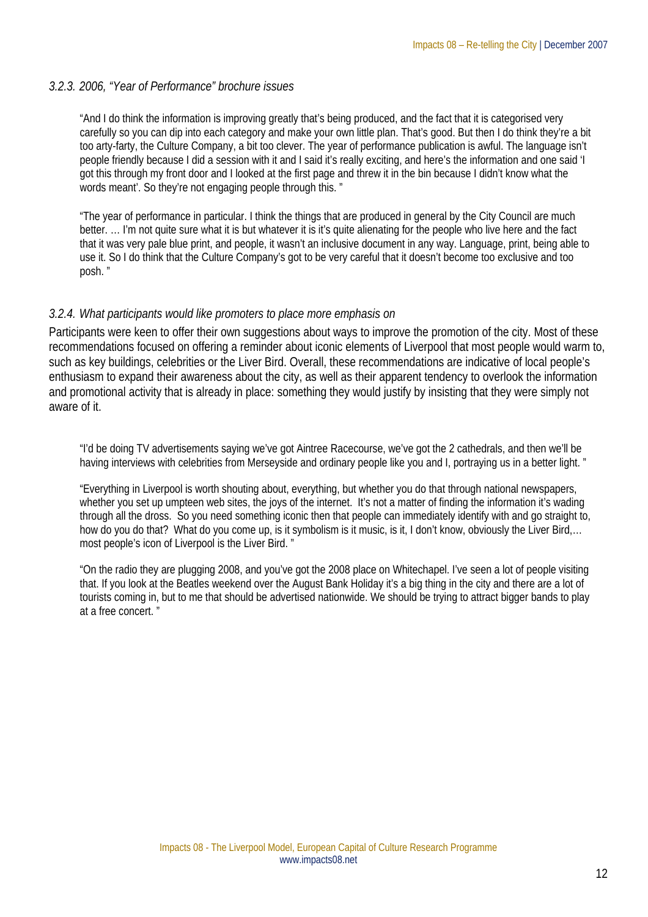### *3.2.3. 2006, "Year of Performance" brochure issues*

> "And I do think the information is improving greatly that's being produced, and the fact that it is categorised very carefully so you can dip into each category and make your own little plan. That's good. But then I do think they're a bit too arty-farty, the Culture Company, a bit too clever. The year of performance publication is awful. The language isn't people friendly because I did a session with it and I said it's really exciting, and here's the information and one said 'I got this through my front door and I looked at the first page and threw it in the bin because I didn't know what the words meant'. So they're not engaging people through this. "

> "The year of performance in particular. I think the things that are produced in general by the City Council are much better. … I'm not quite sure what it is but whatever it is it's quite alienating for the people who live here and the fact that it was very pale blue print, and people, it wasn't an inclusive document in any way. Language, print, being able to use it. So I do think that the Culture Company's got to be very careful that it doesn't become too exclusive and too posh. "

### *3.2.4. What participants would like promoters to place more emphasis on*

Participants were keen to offer their own suggestions about ways to improve the promotion of the city. Most of these recommendations focused on offering a reminder about iconic elements of Liverpool that most people would warm to, such as key buildings, celebrities or the Liver Bird. Overall, these recommendations are indicative of local people's enthusiasm to expand their awareness about the city, as well as their apparent tendency to overlook the information and promotional activity that is already in place: something they would justify by insisting that they were simply not aware of it.

> "I'd be doing TV advertisements saying we've got Aintree Racecourse, we've got the 2 cathedrals, and then we'll be having interviews with celebrities from Merseyside and ordinary people like you and I, portraying us in a better light. "

> "Everything in Liverpool is worth shouting about, everything, but whether you do that through national newspapers, whether you set up umpteen web sites, the joys of the internet. It's not a matter of finding the information it's wading through all the dross. So you need something iconic then that people can immediately identify with and go straight to, how do you do that? What do you come up, is it symbolism is it music, is it, I don't know, obviously the Liver Bird,… most people's icon of Liverpool is the Liver Bird. "

> "On the radio they are plugging 2008, and you've got the 2008 place on Whitechapel. I've seen a lot of people visiting that. If you look at the Beatles weekend over the August Bank Holiday it's a big thing in the city and there are a lot of tourists coming in, but to me that should be advertised nationwide. We should be trying to attract bigger bands to play at a free concert. "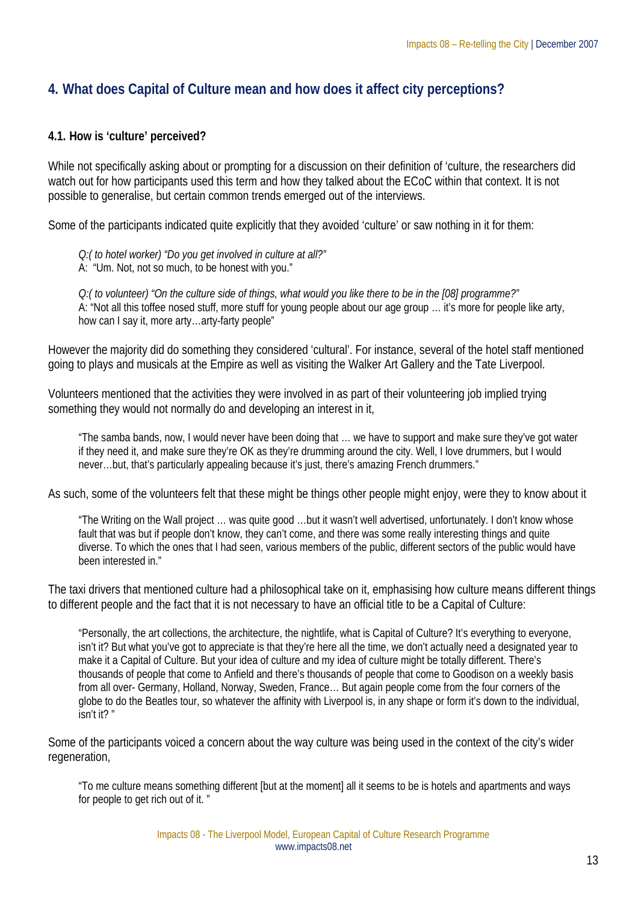## 4. What does Capital of Culture mean and how does it affect city perceptions?

### 4.1. How is 'culture' perceived?

While not specifically asking about or prompting for a discussion on their definition of 'culture, the researchers did watch out for how participants used this term and how they talked about the ECoC within that context. It is not possible to generalise, but certain common trends emerged out of the interviews.

Some of the participants indicated quite explicitly that they avoided 'culture' or saw nothing in it for them:

> *Q:( to hotel worker) "Do you get involved in culture at all?"*
> A: "Um. Not, not so much, to be honest with you."
>
> *Q:( to volunteer) "On the culture side of things, what would you like there to be in the [08] programme?"*
> A: "Not all this toffee nosed stuff, more stuff for young people about our age group … it's more for people like arty, how can I say it, more arty…arty-farty people"

However the majority did do something they considered 'cultural'. For instance, several of the hotel staff mentioned going to plays and musicals at the Empire as well as visiting the Walker Art Gallery and the Tate Liverpool.

Volunteers mentioned that the activities they were involved in as part of their volunteering job implied trying something they would not normally do and developing an interest in it,

> "The samba bands, now, I would never have been doing that … we have to support and make sure they've got water if they need it, and make sure they're OK as they're drumming around the city. Well, I love drummers, but I would never…but, that's particularly appealing because it's just, there's amazing French drummers."

As such, some of the volunteers felt that these might be things other people might enjoy, were they to know about it

> "The Writing on the Wall project … was quite good …but it wasn't well advertised, unfortunately. I don't know whose fault that was but if people don't know, they can't come, and there was some really interesting things and quite diverse. To which the ones that I had seen, various members of the public, different sectors of the public would have been interested in."

The taxi drivers that mentioned culture had a philosophical take on it, emphasising how culture means different things to different people and the fact that it is not necessary to have an official title to be a Capital of Culture:

> "Personally, the art collections, the architecture, the nightlife, what is Capital of Culture? It's everything to everyone, isn't it? But what you've got to appreciate is that they're here all the time, we don't actually need a designated year to make it a Capital of Culture. But your idea of culture and my idea of culture might be totally different. There's thousands of people that come to Anfield and there's thousands of people that come to Goodison on a weekly basis from all over- Germany, Holland, Norway, Sweden, France… But again people come from the four corners of the globe to do the Beatles tour, so whatever the affinity with Liverpool is, in any shape or form it's down to the individual, isn't it? "

Some of the participants voiced a concern about the way culture was being used in the context of the city's wider regeneration,

> "To me culture means something different [but at the moment] all it seems to be is hotels and apartments and ways for people to get rich out of it. "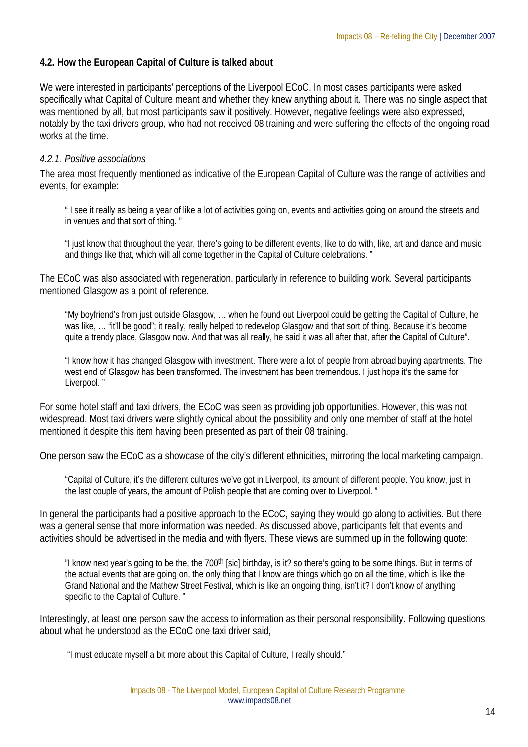### 4.2. How the European Capital of Culture is talked about

We were interested in participants' perceptions of the Liverpool ECoC. In most cases participants were asked specifically what Capital of Culture meant and whether they knew anything about it. There was no single aspect that was mentioned by all, but most participants saw it positively. However, negative feelings were also expressed, notably by the taxi drivers group, who had not received 08 training and were suffering the effects of the ongoing road works at the time.

#### *4.2.1. Positive associations*

The area most frequently mentioned as indicative of the European Capital of Culture was the range of activities and events, for example:

> " I see it really as being a year of like a lot of activities going on, events and activities going on around the streets and in venues and that sort of thing. "

> "I just know that throughout the year, there's going to be different events, like to do with, like, art and dance and music and things like that, which will all come together in the Capital of Culture celebrations. "

The ECoC was also associated with regeneration, particularly in reference to building work. Several participants mentioned Glasgow as a point of reference.

> "My boyfriend's from just outside Glasgow, … when he found out Liverpool could be getting the Capital of Culture, he was like, … "it'll be good"; it really, really helped to redevelop Glasgow and that sort of thing. Because it's become quite a trendy place, Glasgow now. And that was all really, he said it was all after that, after the Capital of Culture".

> "I know how it has changed Glasgow with investment. There were a lot of people from abroad buying apartments. The west end of Glasgow has been transformed. The investment has been tremendous. I just hope it's the same for Liverpool. "

For some hotel staff and taxi drivers, the ECoC was seen as providing job opportunities. However, this was not widespread. Most taxi drivers were slightly cynical about the possibility and only one member of staff at the hotel mentioned it despite this item having been presented as part of their 08 training.

One person saw the ECoC as a showcase of the city's different ethnicities, mirroring the local marketing campaign.

> "Capital of Culture, it's the different cultures we've got in Liverpool, its amount of different people. You know, just in the last couple of years, the amount of Polish people that are coming over to Liverpool. "

In general the participants had a positive approach to the ECoC, saying they would go along to activities. But there was a general sense that more information was needed. As discussed above, participants felt that events and activities should be advertised in the media and with flyers. These views are summed up in the following quote:

> "I know next year's going to be the, the 700th [sic] birthday, is it? so there's going to be some things. But in terms of the actual events that are going on, the only thing that I know are things which go on all the time, which is like the Grand National and the Mathew Street Festival, which is like an ongoing thing, isn't it? I don't know of anything specific to the Capital of Culture. "

Interestingly, at least one person saw the access to information as their personal responsibility. Following questions about what he understood as the ECoC one taxi driver said,

> "I must educate myself a bit more about this Capital of Culture, I really should."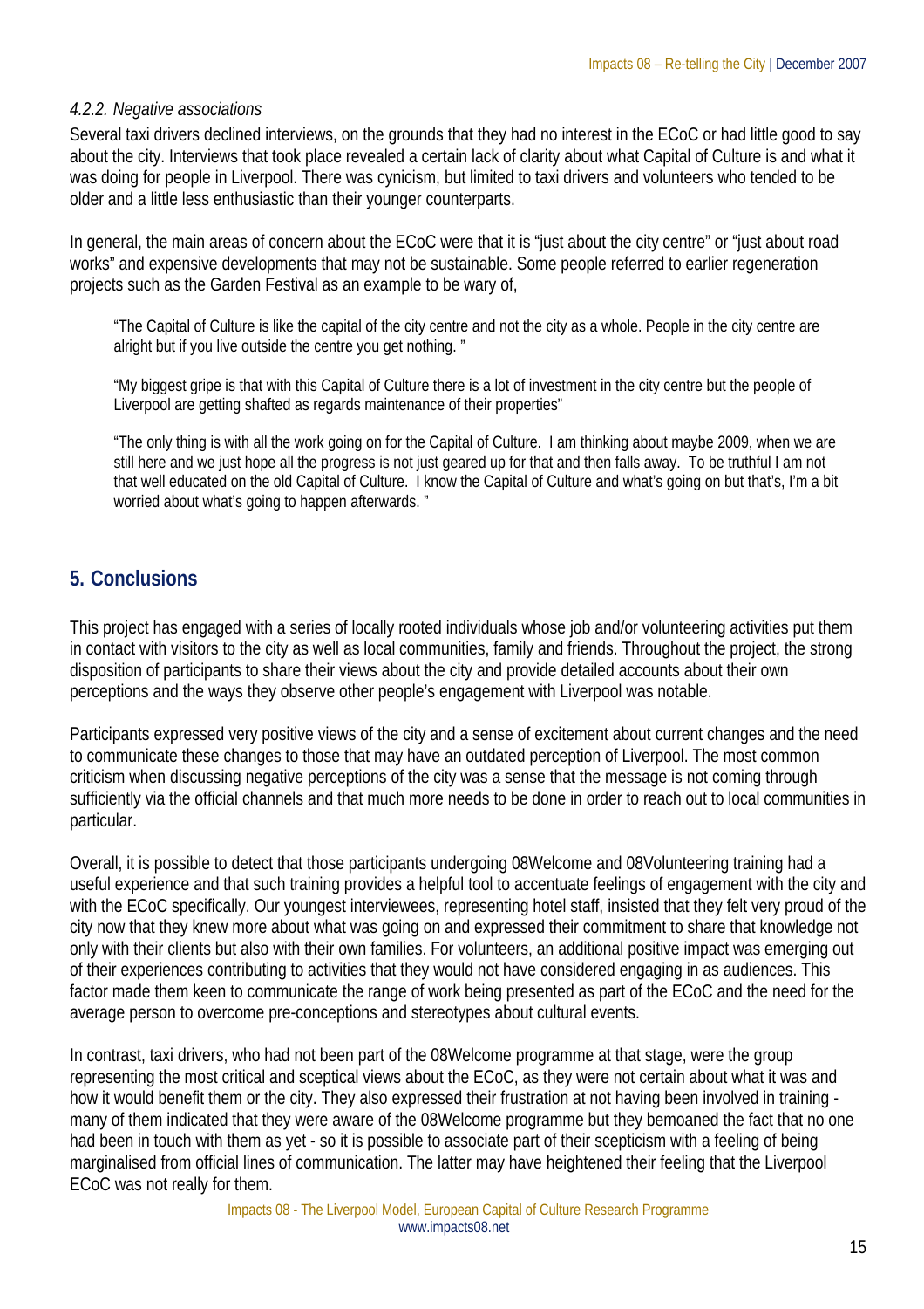### *4.2.2. Negative associations*

Several taxi drivers declined interviews, on the grounds that they had no interest in the ECoC or had little good to say about the city. Interviews that took place revealed a certain lack of clarity about what Capital of Culture is and what it was doing for people in Liverpool. There was cynicism, but limited to taxi drivers and volunteers who tended to be older and a little less enthusiastic than their younger counterparts.

In general, the main areas of concern about the ECoC were that it is "just about the city centre" or "just about road works" and expensive developments that may not be sustainable. Some people referred to earlier regeneration projects such as the Garden Festival as an example to be wary of,

> "The Capital of Culture is like the capital of the city centre and not the city as a whole. People in the city centre are alright but if you live outside the centre you get nothing. "

> "My biggest gripe is that with this Capital of Culture there is a lot of investment in the city centre but the people of Liverpool are getting shafted as regards maintenance of their properties"

> "The only thing is with all the work going on for the Capital of Culture. I am thinking about maybe 2009, when we are still here and we just hope all the progress is not just geared up for that and then falls away. To be truthful I am not that well educated on the old Capital of Culture. I know the Capital of Culture and what's going on but that's, I'm a bit worried about what's going to happen afterwards. "

## 5. Conclusions

This project has engaged with a series of locally rooted individuals whose job and/or volunteering activities put them in contact with visitors to the city as well as local communities, family and friends. Throughout the project, the strong disposition of participants to share their views about the city and provide detailed accounts about their own perceptions and the ways they observe other people's engagement with Liverpool was notable.

Participants expressed very positive views of the city and a sense of excitement about current changes and the need to communicate these changes to those that may have an outdated perception of Liverpool. The most common criticism when discussing negative perceptions of the city was a sense that the message is not coming through sufficiently via the official channels and that much more needs to be done in order to reach out to local communities in particular.

Overall, it is possible to detect that those participants undergoing 08Welcome and 08Volunteering training had a useful experience and that such training provides a helpful tool to accentuate feelings of engagement with the city and with the ECoC specifically. Our youngest interviewees, representing hotel staff, insisted that they felt very proud of the city now that they knew more about what was going on and expressed their commitment to share that knowledge not only with their clients but also with their own families. For volunteers, an additional positive impact was emerging out of their experiences contributing to activities that they would not have considered engaging in as audiences. This factor made them keen to communicate the range of work being presented as part of the ECoC and the need for the average person to overcome pre-conceptions and stereotypes about cultural events.

In contrast, taxi drivers, who had not been part of the 08Welcome programme at that stage, were the group representing the most critical and sceptical views about the ECoC, as they were not certain about what it was and how it would benefit them or the city. They also expressed their frustration at not having been involved in training - many of them indicated that they were aware of the 08Welcome programme but they bemoaned the fact that no one had been in touch with them as yet - so it is possible to associate part of their scepticism with a feeling of being marginalised from official lines of communication. The latter may have heightened their feeling that the Liverpool ECoC was not really for them.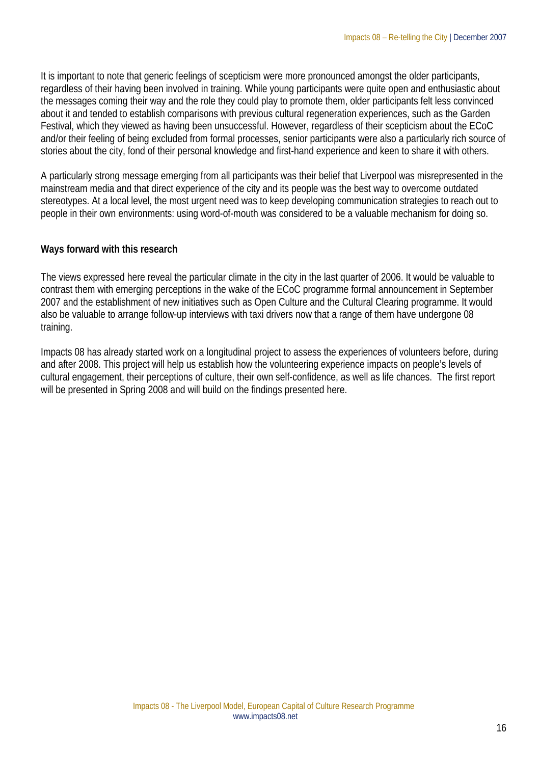It is important to note that generic feelings of scepticism were more pronounced amongst the older participants, regardless of their having been involved in training. While young participants were quite open and enthusiastic about the messages coming their way and the role they could play to promote them, older participants felt less convinced about it and tended to establish comparisons with previous cultural regeneration experiences, such as the Garden Festival, which they viewed as having been unsuccessful. However, regardless of their scepticism about the ECoC and/or their feeling of being excluded from formal processes, senior participants were also a particularly rich source of stories about the city, fond of their personal knowledge and first-hand experience and keen to share it with others.

A particularly strong message emerging from all participants was their belief that Liverpool was misrepresented in the mainstream media and that direct experience of the city and its people was the best way to overcome outdated stereotypes. At a local level, the most urgent need was to keep developing communication strategies to reach out to people in their own environments: using word-of-mouth was considered to be a valuable mechanism for doing so.

**Ways forward with this research**

The views expressed here reveal the particular climate in the city in the last quarter of 2006. It would be valuable to contrast them with emerging perceptions in the wake of the ECoC programme formal announcement in September 2007 and the establishment of new initiatives such as Open Culture and the Cultural Clearing programme. It would also be valuable to arrange follow-up interviews with taxi drivers now that a range of them have undergone 08 training.

Impacts 08 has already started work on a longitudinal project to assess the experiences of volunteers before, during and after 2008. This project will help us establish how the volunteering experience impacts on people's levels of cultural engagement, their perceptions of culture, their own self-confidence, as well as life chances. The first report will be presented in Spring 2008 and will build on the findings presented here.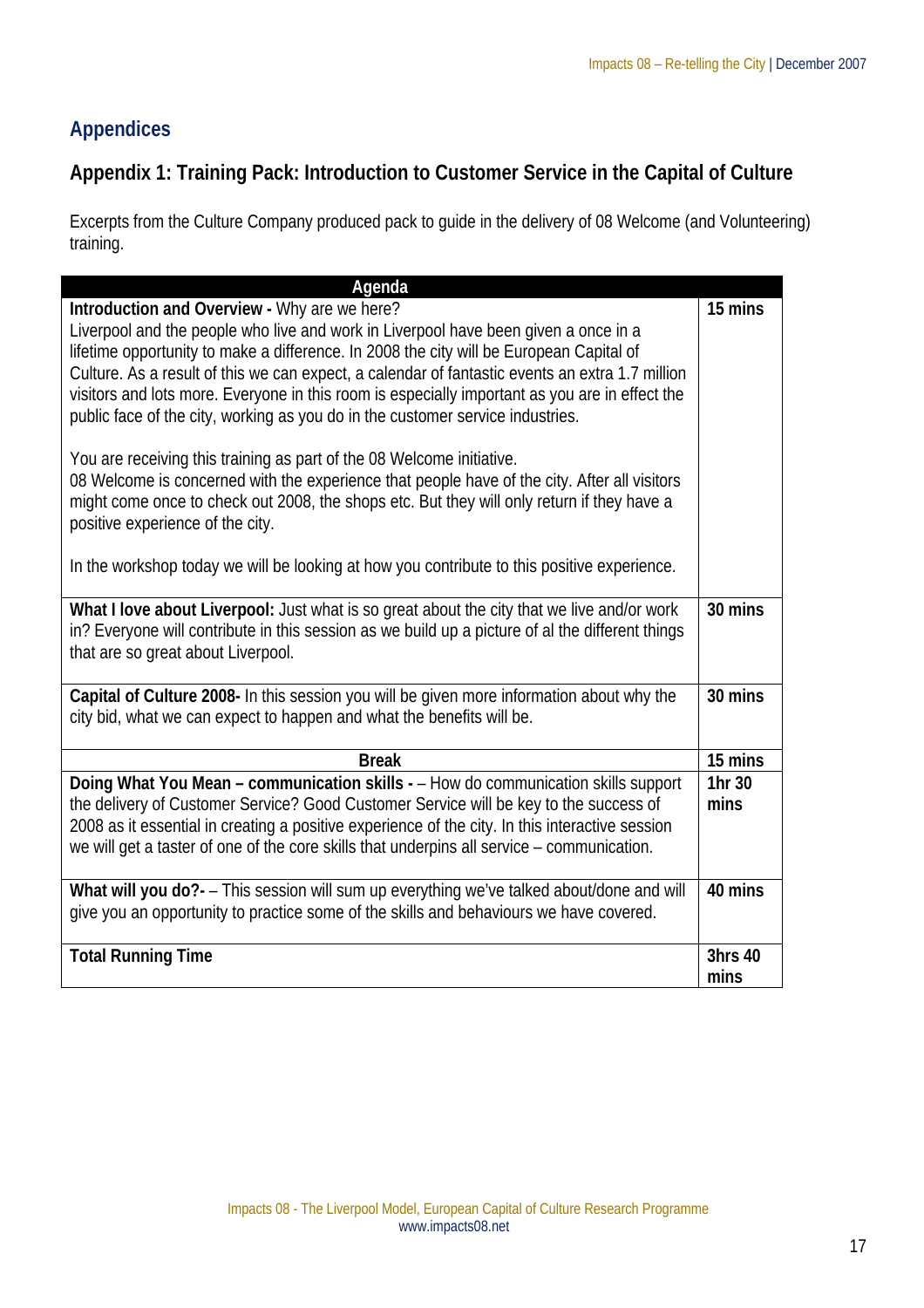## Appendices

### Appendix 1: Training Pack: Introduction to Customer Service in the Capital of Culture

Excerpts from the Culture Company produced pack to guide in the delivery of 08 Welcome (and Volunteering) training.

| Agenda | |
|---|---|
| **Introduction and Overview -** Why are we here?<br>Liverpool and the people who live and work in Liverpool have been given a once in a lifetime opportunity to make a difference. In 2008 the city will be European Capital of Culture. As a result of this we can expect, a calendar of fantastic events an extra 1.7 million visitors and lots more. Everyone in this room is especially important as you are in effect the public face of the city, working as you do in the customer service industries.<br><br>You are receiving this training as part of the 08 Welcome initiative.<br>08 Welcome is concerned with the experience that people have of the city. After all visitors might come once to check out 2008, the shops etc. But they will only return if they have a positive experience of the city.<br><br>In the workshop today we will be looking at how you contribute to this positive experience. | **15 mins** |
| **What I love about Liverpool:** Just what is so great about the city that we live and/or work in? Everyone will contribute in this session as we build up a picture of al the different things that are so great about Liverpool. | **30 mins** |
| **Capital of Culture 2008-** In this session you will be given more information about why the city bid, what we can expect to happen and what the benefits will be. | **30 mins** |
| **Break** | **15 mins** |
| **Doing What You Mean – communication skills -** – How do communication skills support the delivery of Customer Service? Good Customer Service will be key to the success of 2008 as it essential in creating a positive experience of the city. In this interactive session we will get a taster of one of the core skills that underpins all service – communication. | **1hr 30 mins** |
| **What will you do?-** – This session will sum up everything we've talked about/done and will give you an opportunity to practice some of the skills and behaviours we have covered. | **40 mins** |
| **Total Running Time** | **3hrs 40 mins** |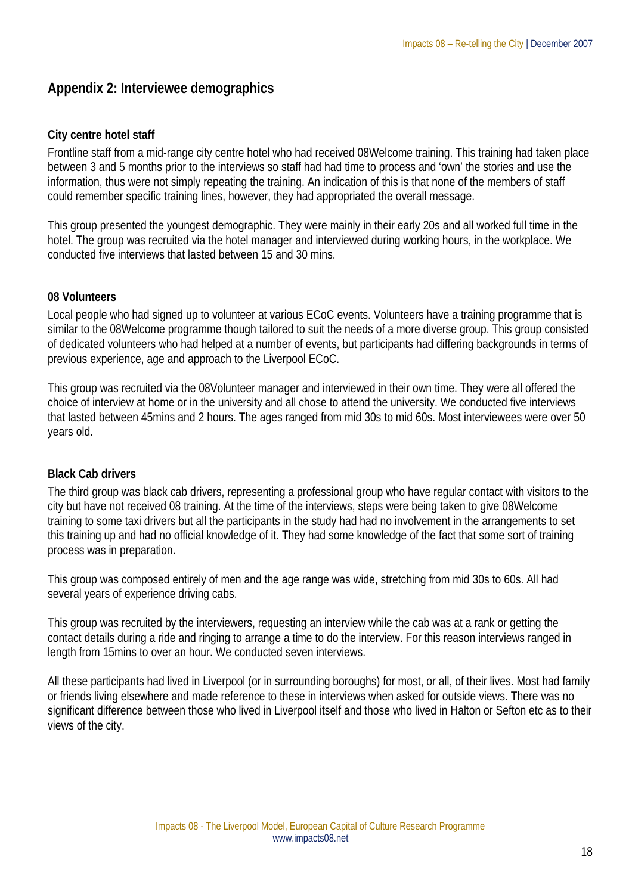## Appendix 2: Interviewee demographics

### City centre hotel staff

Frontline staff from a mid-range city centre hotel who had received 08Welcome training. This training had taken place between 3 and 5 months prior to the interviews so staff had had time to process and 'own' the stories and use the information, thus were not simply repeating the training. An indication of this is that none of the members of staff could remember specific training lines, however, they had appropriated the overall message.

This group presented the youngest demographic. They were mainly in their early 20s and all worked full time in the hotel. The group was recruited via the hotel manager and interviewed during working hours, in the workplace. We conducted five interviews that lasted between 15 and 30 mins.

### 08 Volunteers

Local people who had signed up to volunteer at various ECoC events. Volunteers have a training programme that is similar to the 08Welcome programme though tailored to suit the needs of a more diverse group. This group consisted of dedicated volunteers who had helped at a number of events, but participants had differing backgrounds in terms of previous experience, age and approach to the Liverpool ECoC.

This group was recruited via the 08Volunteer manager and interviewed in their own time. They were all offered the choice of interview at home or in the university and all chose to attend the university. We conducted five interviews that lasted between 45mins and 2 hours. The ages ranged from mid 30s to mid 60s. Most interviewees were over 50 years old.

### Black Cab drivers

The third group was black cab drivers, representing a professional group who have regular contact with visitors to the city but have not received 08 training. At the time of the interviews, steps were being taken to give 08Welcome training to some taxi drivers but all the participants in the study had had no involvement in the arrangements to set this training up and had no official knowledge of it. They had some knowledge of the fact that some sort of training process was in preparation.

This group was composed entirely of men and the age range was wide, stretching from mid 30s to 60s. All had several years of experience driving cabs.

This group was recruited by the interviewers, requesting an interview while the cab was at a rank or getting the contact details during a ride and ringing to arrange a time to do the interview. For this reason interviews ranged in length from 15mins to over an hour. We conducted seven interviews.

All these participants had lived in Liverpool (or in surrounding boroughs) for most, or all, of their lives. Most had family or friends living elsewhere and made reference to these in interviews when asked for outside views. There was no significant difference between those who lived in Liverpool itself and those who lived in Halton or Sefton etc as to their views of the city.